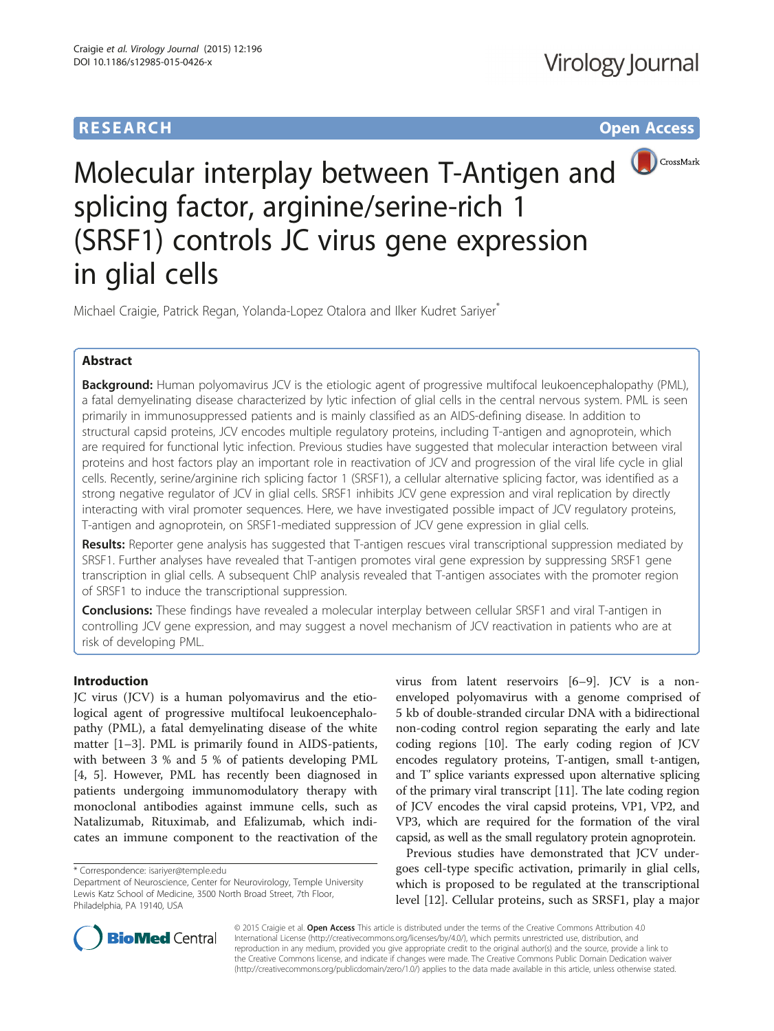**RESEARCH** **Open Access**

# Molecular interplay between T-Antigen and splicing factor, arginine/serine-rich 1 (SRSF1) controls JC virus gene expression in glial cells

Michael Craigie, Patrick Regan, Yolanda-Lopez Otalora and Ilker Kudret Sariyer*

## Abstract

**Background:** Human polyomavirus JCV is the etiologic agent of progressive multifocal leukoencephalopathy (PML), a fatal demyelinating disease characterized by lytic infection of glial cells in the central nervous system. PML is seen primarily in immunosuppressed patients and is mainly classified as an AIDS-defining disease. In addition to structural capsid proteins, JCV encodes multiple regulatory proteins, including T-antigen and agnoprotein, which are required for functional lytic infection. Previous studies have suggested that molecular interaction between viral proteins and host factors play an important role in reactivation of JCV and progression of the viral life cycle in glial cells. Recently, serine/arginine rich splicing factor 1 (SRSF1), a cellular alternative splicing factor, was identified as a strong negative regulator of JCV in glial cells. SRSF1 inhibits JCV gene expression and viral replication by directly interacting with viral promoter sequences. Here, we have investigated possible impact of JCV regulatory proteins, T-antigen and agnoprotein, on SRSF1-mediated suppression of JCV gene expression in glial cells.

**Results:** Reporter gene analysis has suggested that T-antigen rescues viral transcriptional suppression mediated by SRSF1. Further analyses have revealed that T-antigen promotes viral gene expression by suppressing SRSF1 gene transcription in glial cells. A subsequent ChIP analysis revealed that T-antigen associates with the promoter region of SRSF1 to induce the transcriptional suppression.

**Conclusions:** These findings have revealed a molecular interplay between cellular SRSF1 and viral T-antigen in controlling JCV gene expression, and may suggest a novel mechanism of JCV reactivation in patients who are at risk of developing PML.

## Introduction

JC virus (JCV) is a human polyomavirus and the etiological agent of progressive multifocal leukoencephalopathy (PML), a fatal demyelinating disease of the white matter [1–3]. PML is primarily found in AIDS-patients, with between 3 % and 5 % of patients developing PML [4, 5]. However, PML has recently been diagnosed in patients undergoing immunomodulatory therapy with monoclonal antibodies against immune cells, such as Natalizumab, Rituximab, and Efalizumab, which indicates an immune component to the reactivation of the virus from latent reservoirs [6–9]. JCV is a non-enveloped polyomavirus with a genome comprised of 5 kb of double-stranded circular DNA with a bidirectional non-coding control region separating the early and late coding regions [10]. The early coding region of JCV encodes regulatory proteins, T-antigen, small t-antigen, and T' splice variants expressed upon alternative splicing of the primary viral transcript [11]. The late coding region of JCV encodes the viral capsid proteins, VP1, VP2, and VP3, which are required for the formation of the viral capsid, as well as the small regulatory protein agnoprotein.

Previous studies have demonstrated that JCV undergoes cell-type specific activation, primarily in glial cells, which is proposed to be regulated at the transcriptional level [12]. Cellular proteins, such as SRSF1, play a major

\* Correspondence: isariyer@temple.edu
Department of Neuroscience, Center for Neurovirology, Temple University Lewis Katz School of Medicine, 3500 North Broad Street, 7th Floor, Philadelphia, PA 19140, USA

© 2015 Craigie et al. **Open Access** This article is distributed under the terms of the Creative Commons Attribution 4.0 International License (http://creativecommons.org/licenses/by/4.0/), which permits unrestricted use, distribution, and reproduction in any medium, provided you give appropriate credit to the original author(s) and the source, provide a link to the Creative Commons license, and indicate if changes were made. The Creative Commons Public Domain Dedication waiver (http://creativecommons.org/publicdomain/zero/1.0/) applies to the data made available in this article, unless otherwise stated.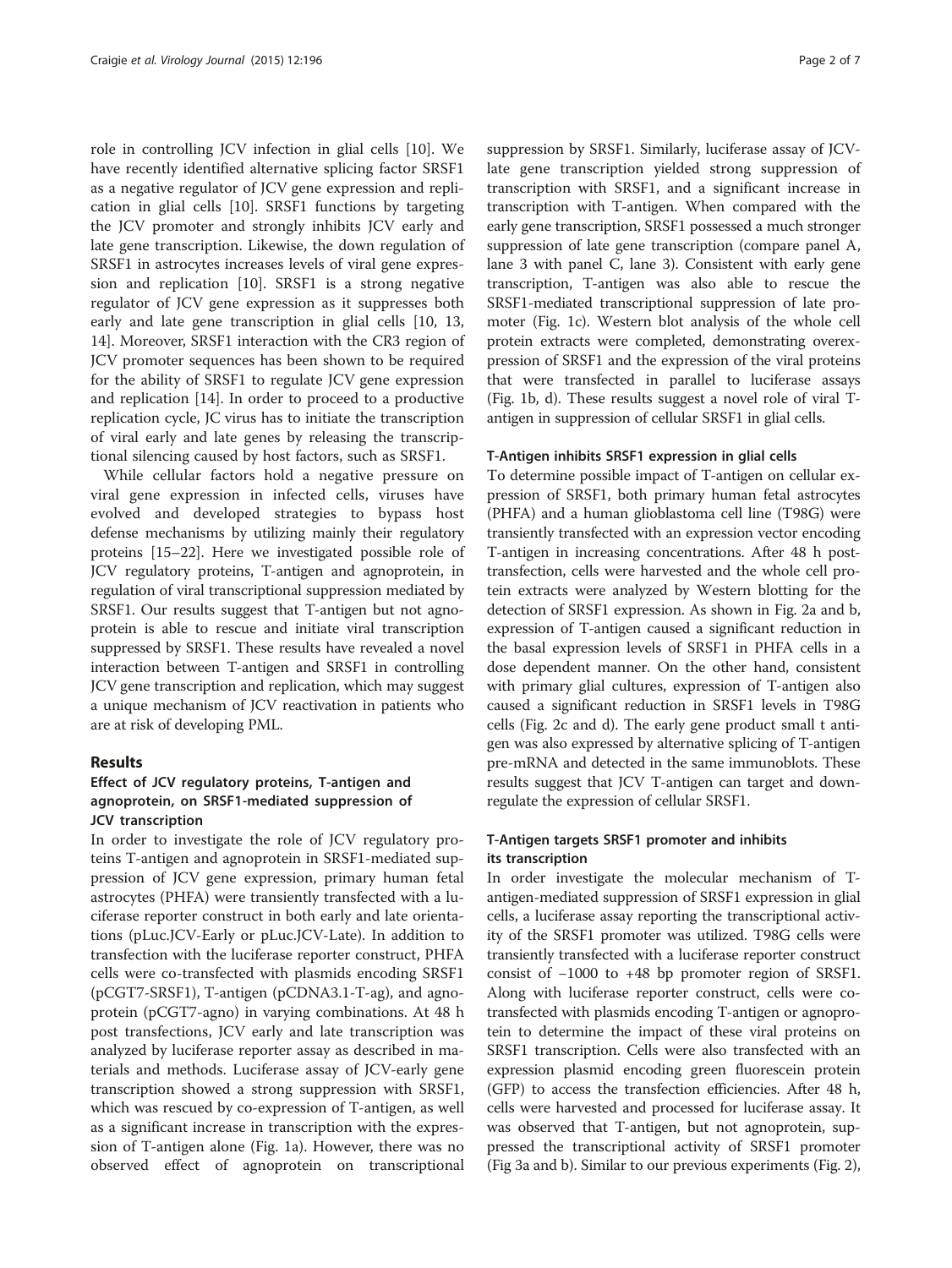role in controlling JCV infection in glial cells [10]. We have recently identified alternative splicing factor SRSF1 as a negative regulator of JCV gene expression and replication in glial cells [10]. SRSF1 functions by targeting the JCV promoter and strongly inhibits JCV early and late gene transcription. Likewise, the down regulation of SRSF1 in astrocytes increases levels of viral gene expression and replication [10]. SRSF1 is a strong negative regulator of JCV gene expression as it suppresses both early and late gene transcription in glial cells [10, 13, 14]. Moreover, SRSF1 interaction with the CR3 region of JCV promoter sequences has been shown to be required for the ability of SRSF1 to regulate JCV gene expression and replication [14]. In order to proceed to a productive replication cycle, JC virus has to initiate the transcription of viral early and late genes by releasing the transcriptional silencing caused by host factors, such as SRSF1.

While cellular factors hold a negative pressure on viral gene expression in infected cells, viruses have evolved and developed strategies to bypass host defense mechanisms by utilizing mainly their regulatory proteins [15–22]. Here we investigated possible role of JCV regulatory proteins, T-antigen and agnoprotein, in regulation of viral transcriptional suppression mediated by SRSF1. Our results suggest that T-antigen but not agnoprotein is able to rescue and initiate viral transcription suppressed by SRSF1. These results have revealed a novel interaction between T-antigen and SRSF1 in controlling JCV gene transcription and replication, which may suggest a unique mechanism of JCV reactivation in patients who are at risk of developing PML.

## Results

### Effect of JCV regulatory proteins, T-antigen and agnoprotein, on SRSF1-mediated suppression of JCV transcription

In order to investigate the role of JCV regulatory proteins T-antigen and agnoprotein in SRSF1-mediated suppression of JCV gene expression, primary human fetal astrocytes (PHFA) were transiently transfected with a luciferase reporter construct in both early and late orientations (pLuc.JCV-Early or pLuc.JCV-Late). In addition to transfection with the luciferase reporter construct, PHFA cells were co-transfected with plasmids encoding SRSF1 (pCGT7-SRSF1), T-antigen (pCDNA3.1-T-ag), and agnoprotein (pCGT7-agno) in varying combinations. At 48 h post transfections, JCV early and late transcription was analyzed by luciferase reporter assay as described in materials and methods. Luciferase assay of JCV-early gene transcription showed a strong suppression with SRSF1, which was rescued by co-expression of T-antigen, as well as a significant increase in transcription with the expression of T-antigen alone (Fig. 1a). However, there was no observed effect of agnoprotein on transcriptional suppression by SRSF1. Similarly, luciferase assay of JCV-late gene transcription yielded strong suppression of transcription with SRSF1, and a significant increase in transcription with T-antigen. When compared with the early gene transcription, SRSF1 possessed a much stronger suppression of late gene transcription (compare panel A, lane 3 with panel C, lane 3). Consistent with early gene transcription, T-antigen was also able to rescue the SRSF1-mediated transcriptional suppression of late promoter (Fig. 1c). Western blot analysis of the whole cell protein extracts were completed, demonstrating overexpression of SRSF1 and the expression of the viral proteins that were transfected in parallel to luciferase assays (Fig. 1b, d). These results suggest a novel role of viral T-antigen in suppression of cellular SRSF1 in glial cells.

### T-Antigen inhibits SRSF1 expression in glial cells

To determine possible impact of T-antigen on cellular expression of SRSF1, both primary human fetal astrocytes (PHFA) and a human glioblastoma cell line (T98G) were transiently transfected with an expression vector encoding T-antigen in increasing concentrations. After 48 h post-transfection, cells were harvested and the whole cell protein extracts were analyzed by Western blotting for the detection of SRSF1 expression. As shown in Fig. 2a and b, expression of T-antigen caused a significant reduction in the basal expression levels of SRSF1 in PHFA cells in a dose dependent manner. On the other hand, consistent with primary glial cultures, expression of T-antigen also caused a significant reduction in SRSF1 levels in T98G cells (Fig. 2c and d). The early gene product small t antigen was also expressed by alternative splicing of T-antigen pre-mRNA and detected in the same immunoblots. These results suggest that JCV T-antigen can target and downregulate the expression of cellular SRSF1.

### T-Antigen targets SRSF1 promoter and inhibits its transcription

In order investigate the molecular mechanism of T-antigen-mediated suppression of SRSF1 expression in glial cells, a luciferase assay reporting the transcriptional activity of the SRSF1 promoter was utilized. T98G cells were transiently transfected with a luciferase reporter construct consist of −1000 to +48 bp promoter region of SRSF1. Along with luciferase reporter construct, cells were co-transfected with plasmids encoding T-antigen or agnoprotein to determine the impact of these viral proteins on SRSF1 transcription. Cells were also transfected with an expression plasmid encoding green fluorescein protein (GFP) to access the transfection efficiencies. After 48 h, cells were harvested and processed for luciferase assay. It was observed that T-antigen, but not agnoprotein, suppressed the transcriptional activity of SRSF1 promoter (Fig 3a and b). Similar to our previous experiments (Fig. 2),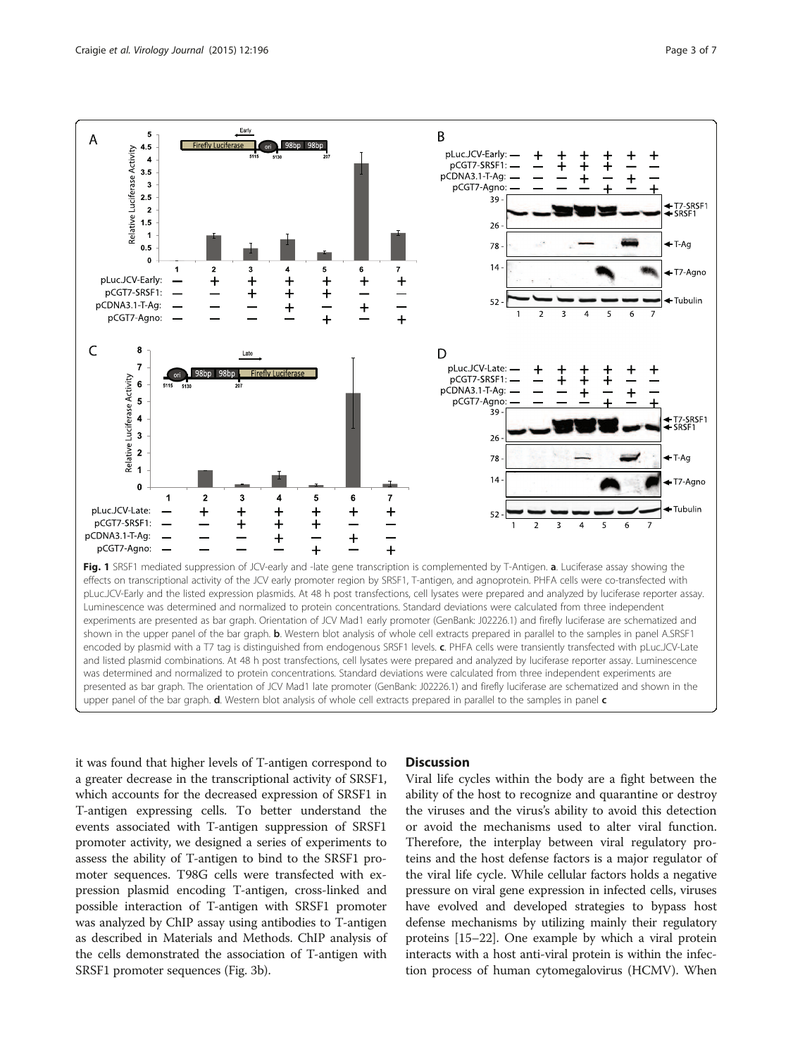A

Early

Firefly Luciferase | ori | 98bp | 98bp

5115 5130 207

Relative Luciferase Activity

5
4.5
4
3.5
3
2.5
2
1.5
1
0.5
0

1 2 3 4 5 6 7

pLuc.JCV-Early: − + + + + + +
pCGT7-SRSF1: − − + + + − −
pCDNA3.1-T-Ag: − − − + − + −
pCGT7-Agno: − − − − + − +

B

pLuc.JCV-Early: − + + + + + +
pCGT7-SRSF1: − − + + + − −
pCDNA3.1-T-Ag: − − − + − + −
pCGT7-Agno: − − − − + − +

39 -
26 -
78 -
14 -
52 -

T7-SRSF1
SRSF1
T-Ag
T7-Agno
Tubulin

1 2 3 4 5 6 7

C

Late

ori | 98bp | 98bp | Firefly Luciferase

5115 5130 207

Relative Luciferase Activity

8
7
6
5
4
3
2
1
0

1 2 3 4 5 6 7

pLuc.JCV-Late: − + + + + + +
pCGT7-SRSF1: − − + + + − −
pCDNA3.1-T-Ag: − − − + − + −
pCGT7-Agno: − − − − + − +

D

pLuc.JCV-Late: − + + + + + +
pCGT7-SRSF1: − − + + + − −
pCDNA3.1-T-Ag: − − − + − + −
pCGT7-Agno: − − − − + − +

39 -
26 -
78 -
14 -
52 -

T7-SRSF1
SRSF1
T-Ag
T7-Agno
Tubulin

1 2 3 4 5 6 7

**Fig. 1** SRSF1 mediated suppression of JCV-early and -late gene transcription is complemented by T-Antigen. **a**. Luciferase assay showing the effects on transcriptional activity of the JCV early promoter region by SRSF1, T-antigen, and agnoprotein. PHFA cells were co-transfected with pLuc.JCV-Early and the listed expression plasmids. At 48 h post transfections, cell lysates were prepared and analyzed by luciferase reporter assay. Luminescence was determined and normalized to protein concentrations. Standard deviations were calculated from three independent experiments are presented as bar graph. Orientation of JCV Mad1 early promoter (GenBank: J02226.1) and firefly luciferase are schematized and shown in the upper panel of the bar graph. **b**. Western blot analysis of whole cell extracts prepared in parallel to the samples in panel A.SRSF1 encoded by plasmid with a T7 tag is distinguished from endogenous SRSF1 levels. **c**. PHFA cells were transiently transfected with pLuc.JCV-Late and listed plasmid combinations. At 48 h post transfections, cell lysates were prepared and analyzed by luciferase reporter assay. Luminescence was determined and normalized to protein concentrations. Standard deviations were calculated from three independent experiments are presented as bar graph. The orientation of JCV Mad1 late promoter (GenBank: J02226.1) and firefly luciferase are schematized and shown in the upper panel of the bar graph. **d**. Western blot analysis of whole cell extracts prepared in parallel to the samples in panel **c**

it was found that higher levels of T-antigen correspond to a greater decrease in the transcriptional activity of SRSF1, which accounts for the decreased expression of SRSF1 in T-antigen expressing cells. To better understand the events associated with T-antigen suppression of SRSF1 promoter activity, we designed a series of experiments to assess the ability of T-antigen to bind to the SRSF1 promoter sequences. T98G cells were transfected with expression plasmid encoding T-antigen, cross-linked and possible interaction of T-antigen with SRSF1 promoter was analyzed by ChIP assay using antibodies to T-antigen as described in Materials and Methods. ChIP analysis of the cells demonstrated the association of T-antigen with SRSF1 promoter sequences (Fig. 3b).

## Discussion

Viral life cycles within the body are a fight between the ability of the host to recognize and quarantine or destroy the viruses and the virus's ability to avoid this detection or avoid the mechanisms used to alter viral function. Therefore, the interplay between viral regulatory proteins and the host defense factors is a major regulator of the viral life cycle. While cellular factors holds a negative pressure on viral gene expression in infected cells, viruses have evolved and developed strategies to bypass host defense mechanisms by utilizing mainly their regulatory proteins [15–22]. One example by which a viral protein interacts with a host anti-viral protein is within the infection process of human cytomegalovirus (HCMV). When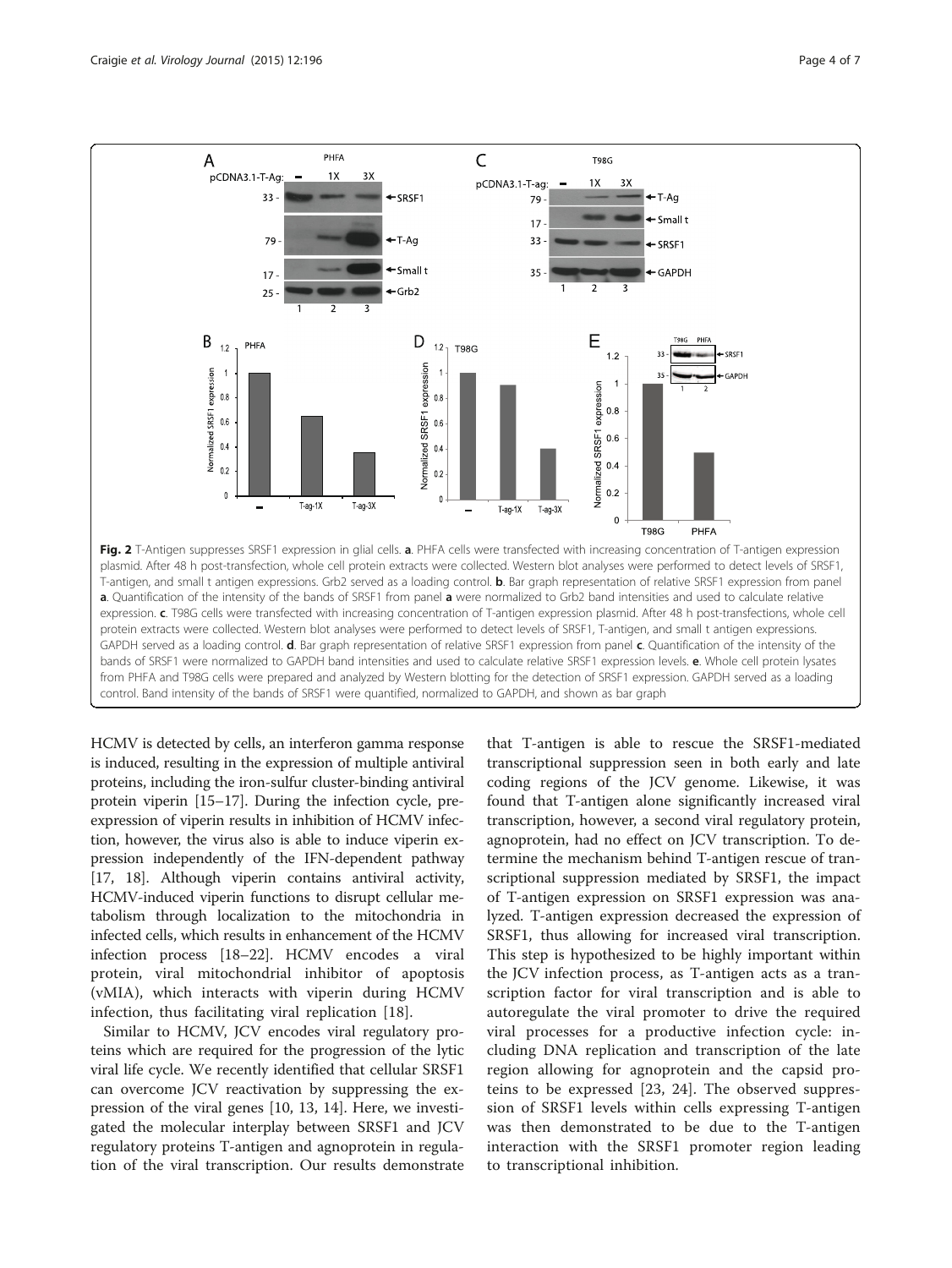A

PHFA

pCDNA3.1-T-Ag: - 1X 3X

33 - ←SRSF1

79 - ←T-Ag

17 - ←Small t

25 - ←Grb2

1 2 3

C

T98G

pCDNA3.1-T-ag: - 1X 3X

79 - ←T-Ag

17 - ←Small t

33 - ←SRSF1

35 - ←GAPDH

1 2 3

B

PHFA

Normalized SRSF1 expression

1.2 1 0.8 0.6 0.4 0.2 0

- T-ag-1X T-ag-3X

D

T98G

Normalized SRSF1 expression

1.2 1 0.8 0.6 0.4 0.2 0

- T-ag-1X T-ag-3X

E

T98G PHFA

33 - ←SRSF1

35 - ←GAPDH

1 2

Normalized SRSF1 expression

1.2 1 0.8 0.6 0.4 0.2 0

T98G PHFA

**Fig. 2** T-Antigen suppresses SRSF1 expression in glial cells. **a**. PHFA cells were transfected with increasing concentration of T-antigen expression plasmid. After 48 h post-transfection, whole cell protein extracts were collected. Western blot analyses were performed to detect levels of SRSF1, T-antigen, and small t antigen expressions. Grb2 served as a loading control. **b**. Bar graph representation of relative SRSF1 expression from panel **a**. Quantification of the intensity of the bands of SRSF1 from panel **a** were normalized to Grb2 band intensities and used to calculate relative expression. **c**. T98G cells were transfected with increasing concentration of T-antigen expression plasmid. After 48 h post-transfections, whole cell protein extracts were collected. Western blot analyses were performed to detect levels of SRSF1, T-antigen, and small t antigen expressions. GAPDH served as a loading control. **d**. Bar graph representation of relative SRSF1 expression from panel **c**. Quantification of the intensity of the bands of SRSF1 were normalized to GAPDH band intensities and used to calculate relative SRSF1 expression levels. **e**. Whole cell protein lysates from PHFA and T98G cells were prepared and analyzed by Western blotting for the detection of SRSF1 expression. GAPDH served as a loading control. Band intensity of the bands of SRSF1 were quantified, normalized to GAPDH, and shown as bar graph

HCMV is detected by cells, an interferon gamma response is induced, resulting in the expression of multiple antiviral proteins, including the iron-sulfur cluster-binding antiviral protein viperin [15–17]. During the infection cycle, pre-expression of viperin results in inhibition of HCMV infection, however, the virus also is able to induce viperin expression independently of the IFN-dependent pathway [17, 18]. Although viperin contains antiviral activity, HCMV-induced viperin functions to disrupt cellular metabolism through localization to the mitochondria in infected cells, which results in enhancement of the HCMV infection process [18–22]. HCMV encodes a viral protein, viral mitochondrial inhibitor of apoptosis (vMIA), which interacts with viperin during HCMV infection, thus facilitating viral replication [18].

Similar to HCMV, JCV encodes viral regulatory proteins which are required for the progression of the lytic viral life cycle. We recently identified that cellular SRSF1 can overcome JCV reactivation by suppressing the expression of the viral genes [10, 13, 14]. Here, we investigated the molecular interplay between SRSF1 and JCV regulatory proteins T-antigen and agnoprotein in regulation of the viral transcription. Our results demonstrate that T-antigen is able to rescue the SRSF1-mediated transcriptional suppression seen in both early and late coding regions of the JCV genome. Likewise, it was found that T-antigen alone significantly increased viral transcription, however, a second viral regulatory protein, agnoprotein, had no effect on JCV transcription. To determine the mechanism behind T-antigen rescue of transcriptional suppression mediated by SRSF1, the impact of T-antigen expression on SRSF1 expression was analyzed. T-antigen expression decreased the expression of SRSF1, thus allowing for increased viral transcription. This step is hypothesized to be highly important within the JCV infection process, as T-antigen acts as a transcription factor for viral transcription and is able to autoregulate the viral promoter to drive the required viral processes for a productive infection cycle: including DNA replication and transcription of the late region allowing for agnoprotein and the capsid proteins to be expressed [23, 24]. The observed suppression of SRSF1 levels within cells expressing T-antigen was then demonstrated to be due to the T-antigen interaction with the SRSF1 promoter region leading to transcriptional inhibition.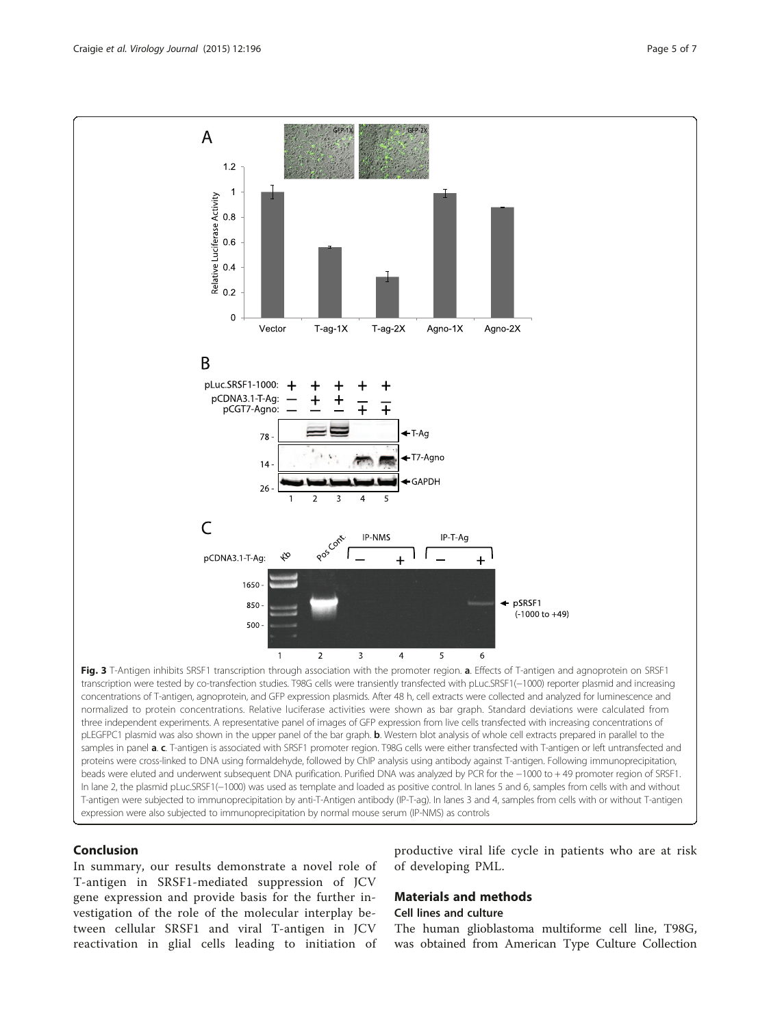A

GFP-1X

GFP 2X

1.2

1

0.8

0.6

0.4

0.2

0

Relative Luciferase Activity

Vector

T-ag-1X

T-ag-2X

Agno-1X

Agno-2X

B

pLuc.SRSF1-1000: + + + + +

pCDNA3.1-T-Ag: — + + — —

pCGT7-Agno: — — — + +

78 -

14 -

26 -

T-Ag

T7-Agno

GAPDH

1 2 3 4 5

C

pCDNA3.1-T-Ag:

Kb

Pos Cont.

IP-NMS

IP-T-Ag

— + — +

1650 -

850 -

500 -

pSRSF1 (-1000 to +49)

1 2 3 4 5 6

**Fig. 3** T-Antigen inhibits SRSF1 transcription through association with the promoter region. **a**. Effects of T-antigen and agnoprotein on SRSF1 transcription were tested by co-transfection studies. T98G cells were transiently transfected with pLuc.SRSF1(−1000) reporter plasmid and increasing concentrations of T-antigen, agnoprotein, and GFP expression plasmids. After 48 h, cell extracts were collected and analyzed for luminescence and normalized to protein concentrations. Relative luciferase activities were shown as bar graph. Standard deviations were calculated from three independent experiments. A representative panel of images of GFP expression from live cells transfected with increasing concentrations of pLEGFPC1 plasmid was also shown in the upper panel of the bar graph. **b**. Western blot analysis of whole cell extracts prepared in parallel to the samples in panel **a**. **c**. T-antigen is associated with SRSF1 promoter region. T98G cells were either transfected with T-antigen or left untransfected and proteins were cross-linked to DNA using formaldehyde, followed by ChIP analysis using antibody against T-antigen. Following immunoprecipitation, beads were eluted and underwent subsequent DNA purification. Purified DNA was analyzed by PCR for the −1000 to + 49 promoter region of SRSF1. In lane 2, the plasmid pLuc.SRSF1(−1000) was used as template and loaded as positive control. In lanes 5 and 6, samples from cells with and without T-antigen were subjected to immunoprecipitation by anti-T-Antigen antibody (IP-T-ag). In lanes 3 and 4, samples from cells with or without T-antigen expression were also subjected to immunoprecipitation by normal mouse serum (IP-NMS) as controls

## Conclusion

In summary, our results demonstrate a novel role of T-antigen in SRSF1-mediated suppression of JCV gene expression and provide basis for the further investigation of the role of the molecular interplay between cellular SRSF1 and viral T-antigen in JCV reactivation in glial cells leading to initiation of productive viral life cycle in patients who are at risk of developing PML.

## Materials and methods

### Cell lines and culture

The human glioblastoma multiforme cell line, T98G, was obtained from American Type Culture Collection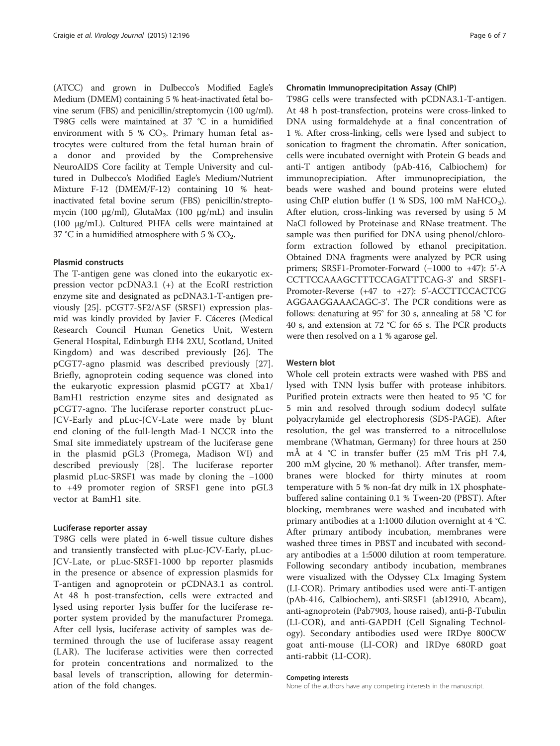(ATCC) and grown in Dulbecco's Modified Eagle's Medium (DMEM) containing 5 % heat-inactivated fetal bovine serum (FBS) and penicillin/streptomycin (100 ug/ml). T98G cells were maintained at 37 °C in a humidified environment with 5 % $CO_2$. Primary human fetal astrocytes were cultured from the fetal human brain of a donor and provided by the Comprehensive NeuroAIDS Core facility at Temple University and cultured in Dulbecco's Modified Eagle's Medium/Nutrient Mixture F-12 (DMEM/F-12) containing 10 % heat-inactivated fetal bovine serum (FBS) penicillin/streptomycin (100 μg/ml), GlutaMax (100 μg/mL) and insulin (100 μg/mL). Cultured PHFA cells were maintained at 37 °C in a humidified atmosphere with 5 % $CO_2$.

#### Plasmid constructs

The T-antigen gene was cloned into the eukaryotic expression vector pcDNA3.1 (+) at the EcoRI restriction enzyme site and designated as pcDNA3.1-T-antigen previously [25]. pCGT7-SF2/ASF (SRSF1) expression plasmid was kindly provided by Javier F. Cáceres (Medical Research Council Human Genetics Unit, Western General Hospital, Edinburgh EH4 2XU, Scotland, United Kingdom) and was described previously [26]. The pCGT7-agno plasmid was described previously [27]. Briefly, agnoprotein coding sequence was cloned into the eukaryotic expression plasmid pCGT7 at Xba1/BamH1 restriction enzyme sites and designated as pCGT7-agno. The luciferase reporter construct pLuc-JCV-Early and pLuc-JCV-Late were made by blunt end cloning of the full-length Mad-1 NCCR into the SmaI site immediately upstream of the luciferase gene in the plasmid pGL3 (Promega, Madison WI) and described previously [28]. The luciferase reporter plasmid pLuc-SRSF1 was made by cloning the −1000 to +49 promoter region of SRSF1 gene into pGL3 vector at BamH1 site.

#### Luciferase reporter assay

T98G cells were plated in 6-well tissue culture dishes and transiently transfected with pLuc-JCV-Early, pLuc-JCV-Late, or pLuc-SRSF1-1000 bp reporter plasmids in the presence or absence of expression plasmids for T-antigen and agnoprotein or pCDNA3.1 as control. At 48 h post-transfection, cells were extracted and lysed using reporter lysis buffer for the luciferase reporter system provided by the manufacturer Promega. After cell lysis, luciferase activity of samples was determined through the use of luciferase assay reagent (LAR). The luciferase activities were then corrected for protein concentrations and normalized to the basal levels of transcription, allowing for determination of the fold changes.

#### Chromatin Immunoprecipitation Assay (ChIP)

T98G cells were transfected with pCDNA3.1-T-antigen. At 48 h post-transfection, proteins were cross-linked to DNA using formaldehyde at a final concentration of 1 %. After cross-linking, cells were lysed and subject to sonication to fragment the chromatin. After sonication, cells were incubated overnight with Protein G beads and anti-T antigen antibody (pAb-416, Calbiochem) for immunoprecipitation. After immunoprecipitation, the beads were washed and bound proteins were eluted using ChIP elution buffer (1 % SDS, 100 mM $NaHCO_3$). After elution, cross-linking was reversed by using 5 M NaCl followed by Proteinase and RNase treatment. The sample was then purified for DNA using phenol/chloroform extraction followed by ethanol precipitation. Obtained DNA fragments were analyzed by PCR using primers; SRSF1-Promoter-Forward (−1000 to +47): 5'-ACCTTCCAAAGCTTTCCAGATTTCAG-3' and SRSF1-Promoter-Reverse (+47 to +27): 5'-ACCTTCCACTCGAGGAAGGAAACAGC-3'. The PCR conditions were as follows: denaturing at 95° for 30 s, annealing at 58 °C for 40 s, and extension at 72 °C for 65 s. The PCR products were then resolved on a 1 % agarose gel.

#### Western blot

Whole cell protein extracts were washed with PBS and lysed with TNN lysis buffer with protease inhibitors. Purified protein extracts were then heated to 95 °C for 5 min and resolved through sodium dodecyl sulfate polyacrylamide gel electrophoresis (SDS-PAGE). After resolution, the gel was transferred to a nitrocellulose membrane (Whatman, Germany) for three hours at 250 mÅ at 4 °C in transfer buffer (25 mM Tris pH 7.4, 200 mM glycine, 20 % methanol). After transfer, membranes were blocked for thirty minutes at room temperature with 5 % non-fat dry milk in 1X phosphate-buffered saline containing 0.1 % Tween-20 (PBST). After blocking, membranes were washed and incubated with primary antibodies at a 1:1000 dilution overnight at 4 °C. After primary antibody incubation, membranes were washed three times in PBST and incubated with secondary antibodies at a 1:5000 dilution at room temperature. Following secondary antibody incubation, membranes were visualized with the Odyssey CLx Imaging System (LI-COR). Primary antibodies used were anti-T-antigen (pAb-416, Calbiochem), anti-SRSF1 (ab12910, Abcam), anti-agnoprotein (Pab7903, house raised), anti-β-Tubulin (LI-COR), and anti-GAPDH (Cell Signaling Technology). Secondary antibodies used were IRDye 800CW goat anti-mouse (LI-COR) and IRDye 680RD goat anti-rabbit (LI-COR).

#### Competing interests

None of the authors have any competing interests in the manuscript.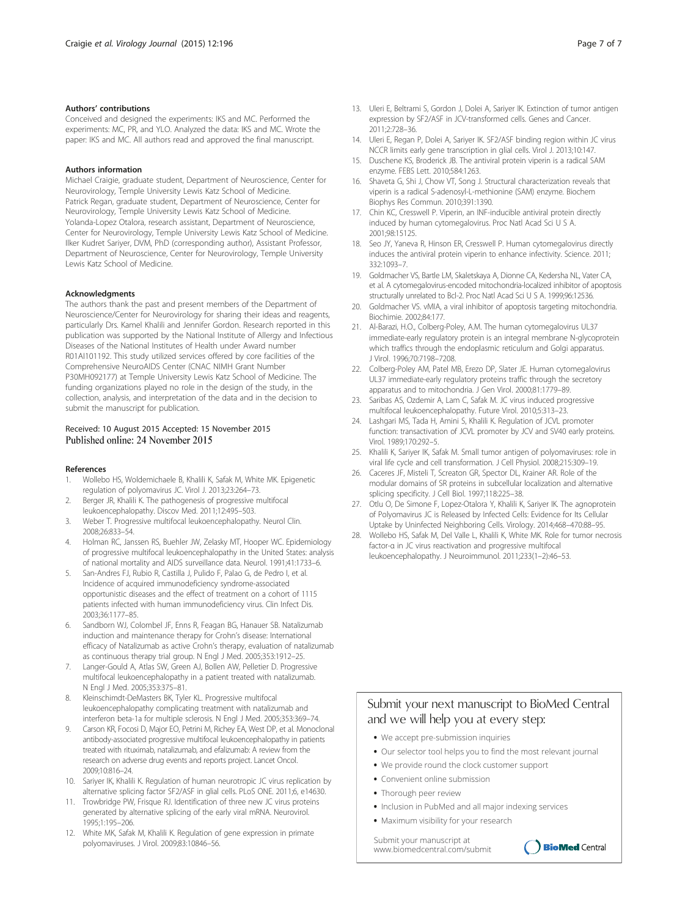### Authors' contributions

Conceived and designed the experiments: IKS and MC. Performed the experiments: MC, PR, and YLO. Analyzed the data: IKS and MC. Wrote the paper: IKS and MC. All authors read and approved the final manuscript.

### Authors information

Michael Craigie, graduate student, Department of Neuroscience, Center for Neurovirology, Temple University Lewis Katz School of Medicine.
Patrick Regan, graduate student, Department of Neuroscience, Center for Neurovirology, Temple University Lewis Katz School of Medicine.
Yolanda-Lopez Otalora, research assistant, Department of Neuroscience, Center for Neurovirology, Temple University Lewis Katz School of Medicine.
Ilker Kudret Sariyer, DVM, PhD (corresponding author), Assistant Professor, Department of Neuroscience, Center for Neurovirology, Temple University Lewis Katz School of Medicine.

### Acknowledgments

The authors thank the past and present members of the Department of Neuroscience/Center for Neurovirology for sharing their ideas and reagents, particularly Drs. Kamel Khalili and Jennifer Gordon. Research reported in this publication was supported by the National Institute of Allergy and Infectious Diseases of the National Institutes of Health under Award number R01AI101192. This study utilized services offered by core facilities of the Comprehensive NeuroAIDS Center (CNAC NIMH Grant Number P30MH092177) at Temple University Lewis Katz School of Medicine. The funding organizations played no role in the design of the study, in the collection, analysis, and interpretation of the data and in the decision to submit the manuscript for publication.

Received: 10 August 2015 Accepted: 15 November 2015
Published online: 24 November 2015

### References

1. Wollebo HS, Woldemichaele B, Khalili K, Safak M, White MK. Epigenetic regulation of polyomavirus JC. Virol J. 2013;23:264–73.
2. Berger JR, Khalili K. The pathogenesis of progressive multifocal leukoencephalopathy. Discov Med. 2011;12:495–503.
3. Weber T. Progressive multifocal leukoencephalopathy. Neurol Clin. 2008;26:833–54.
4. Holman RC, Janssen RS, Buehler JW, Zelasky MT, Hooper WC. Epidemiology of progressive multifocal leukoencephalopathy in the United States: analysis of national mortality and AIDS surveillance data. Neurol. 1991;41:1733–6.
5. San-Andres FJ, Rubio R, Castilla J, Pulido F, Palao G, de Pedro I, et al. Incidence of acquired immunodeficiency syndrome-associated opportunistic diseases and the effect of treatment on a cohort of 1115 patients infected with human immunodeficiency virus. Clin Infect Dis. 2003;36:1177–85.
6. Sandborn WJ, Colombel JF, Enns R, Feagan BG, Hanauer SB. Natalizumab induction and maintenance therapy for Crohn's disease: International efficacy of Natalizumab as active Crohn's therapy, evaluation of natalizumab as continuous therapy trial group. N Engl J Med. 2005;353:1912–25.
7. Langer-Gould A, Atlas SW, Green AJ, Bollen AW, Pelletier D. Progressive multifocal leukoencephalopathy in a patient treated with natalizumab. N Engl J Med. 2005;353:375–81.
8. Kleinschmidt-DeMasters BK, Tyler KL. Progressive multifocal leukoencephalopathy complicating treatment with natalizumab and interferon beta-1a for multiple sclerosis. N Engl J Med. 2005;353:369–74.
9. Carson KR, Focosi D, Major EO, Petrini M, Richey EA, West DP, et al. Monoclonal antibody-associated progressive multifocal leukoencephalopathy in patients treated with rituximab, natalizumab, and efalizumab: A review from the research on adverse drug events and reports project. Lancet Oncol. 2009;10:816–24.
10. Sariyer IK, Khalili K. Regulation of human neurotropic JC virus replication by alternative splicing factor SF2/ASF in glial cells. PLoS ONE. 2011;6, e14630.
11. Trowbridge PW, Frisque RJ. Identification of three new JC virus proteins generated by alternative splicing of the early viral mRNA. Neurovirol. 1995;1:195–206.
12. White MK, Safak M, Khalili K. Regulation of gene expression in primate polyomaviruses. J Virol. 2009;83:10846–56.
13. Uleri E, Beltrami S, Gordon J, Dolei A, Sariyer IK. Extinction of tumor antigen expression by SF2/ASF in JCV-transformed cells. Genes and Cancer. 2011;2:728–36.
14. Uleri E, Regan P, Dolei A, Sariyer IK. SF2/ASF binding region within JC virus NCCR limits early gene transcription in glial cells. Virol J. 2013;10:147.
15. Duschene KS, Broderick JB. The antiviral protein viperin is a radical SAM enzyme. FEBS Lett. 2010;584:1263.
16. Shaveta G, Shi J, Chow VT, Song J. Structural characterization reveals that viperin is a radical S-adenosyl-L-methionine (SAM) enzyme. Biochem Biophys Res Commun. 2010;391:1390.
17. Chin KC, Cresswell P. Viperin, an INF-inducible antiviral protein directly induced by human cytomegalovirus. Proc Natl Acad Sci U S A. 2001;98:15125.
18. Seo JY, Yaneva R, Hinson ER, Cresswell P. Human cytomegalovirus directly induces the antiviral protein viperin to enhance infectivity. Science. 2011; 332:1093–7.
19. Goldmacher VS, Bartle LM, Skaletskaya A, Dionne CA, Kedersha NL, Vater CA, et al. A cytomegalovirus-encoded mitochondria-localized inhibitor of apoptosis structurally unrelated to Bcl-2. Proc Natl Acad Sci U S A. 1999;96:12536.
20. Goldmacher VS. vMIA, a viral inhibitor of apoptosis targeting mitochondria. Biochimie. 2002;84:177.
21. Al-Barazi, H.O., Colberg-Poley, A.M. The human cytomegalovirus UL37 immediate-early regulatory protein is an integral membrane N-glycoprotein which traffics through the endoplasmic reticulum and Golgi apparatus. J Virol. 1996;70:7198–7208.
22. Colberg-Poley AM, Patel MB, Erezo DP, Slater JE. Human cytomegalovirus UL37 immediate-early regulatory proteins traffic through the secretory apparatus and to mitochondria. J Gen Virol. 2000;81:1779–89.
23. Saribas AS, Ozdemir A, Lam C, Safak M. JC virus induced progressive multifocal leukoencephalopathy. Future Virol. 2010;5:313–23.
24. Lashgari MS, Tada H, Amini S, Khalili K. Regulation of JCVL promoter function: transactivation of JCVL promoter by JCV and SV40 early proteins. Virol. 1989;170:292–5.
25. Khalili K, Sariyer IK, Safak M. Small tumor antigen of polyomaviruses: role in viral life cycle and cell transformation. J Cell Physiol. 2008;215:309–19.
26. Caceres JF, Misteli T, Screaton GR, Spector DL, Krainer AR. Role of the modular domains of SR proteins in subcellular localization and alternative splicing specificity. J Cell Biol. 1997;118:225–38.
27. Otlu O, De Simone F, Lopez-Otalora Y, Khalili K, Sariyer IK. The agnoprotein of Polyomavirus JC is Released by Infected Cells: Evidence for Its Cellular Uptake by Uninfected Neighboring Cells. Virology. 2014;468–470:88–95.
28. Wollebo HS, Safak M, Del Valle L, Khalili K, White MK. Role for tumor necrosis factor-α in JC virus reactivation and progressive multifocal leukoencephalopathy. J Neuroimmunol. 2011;233(1–2):46–53.

Submit your next manuscript to BioMed Central and we will help you at every step:

- We accept pre-submission inquiries
- Our selector tool helps you to find the most relevant journal
- We provide round the clock customer support
- Convenient online submission
- Thorough peer review
- Inclusion in PubMed and all major indexing services
- Maximum visibility for your research

Submit your manuscript at www.biomedcentral.com/submit

BioMed Central